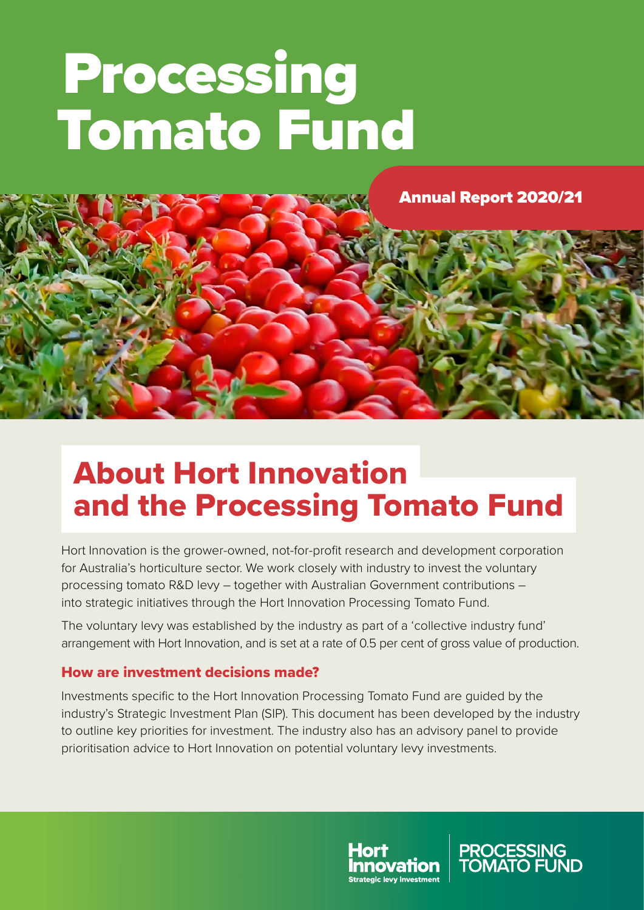# Processing Tomato Fund

Annual Report 2020/21

## About Hort Innovation and the Processing Tomato Fund

Hort Innovation is the grower-owned, not-for-profit research and development corporation for Australia's horticulture sector. We work closely with industry to invest the voluntary processing tomato R&D levy – together with Australian Government contributions – into strategic initiatives through the Hort Innovation Processing Tomato Fund.

The voluntary levy was established by the industry as part of a 'collective industry fund' arrangement with Hort Innovation, and is set at a rate of 0.5 per cent of gross value of production.

### How are investment decisions made?

Investments specific to the Hort Innovation Processing Tomato Fund are guided by the industry's Strategic Investment Plan (SIP). This document has been developed by the industry to outline key priorities for investment. The industry also has an advisory panel to provide prioritisation advice to Hort Innovation on potential voluntary levy investments.

Hort Innovation
Strategic levy investment

PROCESSING TOMATO FUND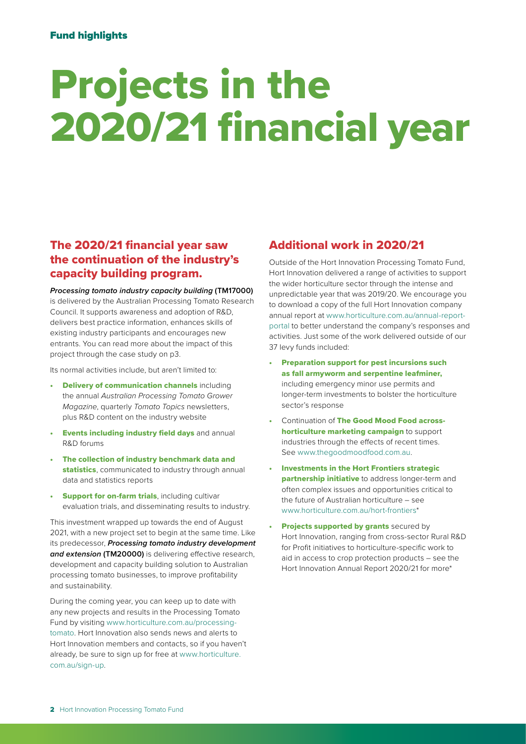Fund highlights

# Projects in the 2020/21 financial year

## The 2020/21 financial year saw the continuation of the industry's capacity building program.

***Processing tomato industry capacity building*** **(TM17000)** is delivered by the Australian Processing Tomato Research Council. It supports awareness and adoption of R&D, delivers best practice information, enhances skills of existing industry participants and encourages new entrants. You can read more about the impact of this project through the case study on p3.

Its normal activities include, but aren't limited to:

- **Delivery of communication channels** including the annual *Australian Processing Tomato Grower Magazine*, quarterly *Tomato Topics* newsletters, plus R&D content on the industry website
- **Events including industry field days** and annual R&D forums
- **The collection of industry benchmark data and statistics**, communicated to industry through annual data and statistics reports
- **Support for on-farm trials**, including cultivar evaluation trials, and disseminating results to industry.

This investment wrapped up towards the end of August 2021, with a new project set to begin at the same time. Like its predecessor, ***Processing tomato industry development and extension*** **(TM20000)** is delivering effective research, development and capacity building solution to Australian processing tomato businesses, to improve profitability and sustainability.

During the coming year, you can keep up to date with any new projects and results in the Processing Tomato Fund by visiting www.horticulture.com.au/processing-tomato. Hort Innovation also sends news and alerts to Hort Innovation members and contacts, so if you haven't already, be sure to sign up for free at www.horticulture.com.au/sign-up.

## Additional work in 2020/21

Outside of the Hort Innovation Processing Tomato Fund, Hort Innovation delivered a range of activities to support the wider horticulture sector through the intense and unpredictable year that was 2019/20. We encourage you to download a copy of the full Hort Innovation company annual report at www.horticulture.com.au/annual-report-portal to better understand the company's responses and activities. Just some of the work delivered outside of our 37 levy funds included:

- **Preparation support for pest incursions such as fall armyworm and serpentine leafminer,** including emergency minor use permits and longer-term investments to bolster the horticulture sector's response
- Continuation of **The Good Mood Food across-horticulture marketing campaign** to support industries through the effects of recent times. See www.thegoodmoodfood.com.au.
- **Investments in the Hort Frontiers strategic partnership initiative** to address longer-term and often complex issues and opportunities critical to the future of Australian horticulture – see www.horticulture.com.au/hort-frontiers*
- **Projects supported by grants** secured by Hort Innovation, ranging from cross-sector Rural R&D for Profit initiatives to horticulture-specific work to aid in access to crop protection products – see the Hort Innovation Annual Report 2020/21 for more*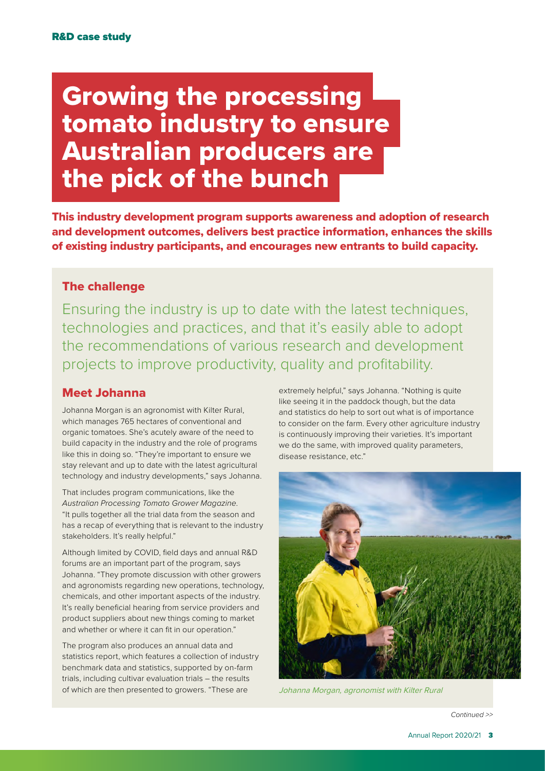R&D case study

# Growing the processing tomato industry to ensure Australian producers are the pick of the bunch

**This industry development program supports awareness and adoption of research and development outcomes, delivers best practice information, enhances the skills of existing industry participants, and encourages new entrants to build capacity.**

## The challenge

Ensuring the industry is up to date with the latest techniques, technologies and practices, and that it's easily able to adopt the recommendations of various research and development projects to improve productivity, quality and profitability.

## Meet Johanna

Johanna Morgan is an agronomist with Kilter Rural, which manages 765 hectares of conventional and organic tomatoes. She's acutely aware of the need to build capacity in the industry and the role of programs like this in doing so. "They're important to ensure we stay relevant and up to date with the latest agricultural technology and industry developments," says Johanna.

That includes program communications, like the *Australian Processing Tomato Grower Magazine*. "It pulls together all the trial data from the season and has a recap of everything that is relevant to the industry stakeholders. It's really helpful."

Although limited by COVID, field days and annual R&D forums are an important part of the program, says Johanna. "They promote discussion with other growers and agronomists regarding new operations, technology, chemicals, and other important aspects of the industry. It's really beneficial hearing from service providers and product suppliers about new things coming to market and whether or where it can fit in our operation."

The program also produces an annual data and statistics report, which features a collection of industry benchmark data and statistics, supported by on-farm trials, including cultivar evaluation trials – the results of which are then presented to growers. "These are extremely helpful," says Johanna. "Nothing is quite like seeing it in the paddock though, but the data and statistics do help to sort out what is of importance to consider on the farm. Every other agriculture industry is continuously improving their varieties. It's important we do the same, with improved quality parameters, disease resistance, etc."

*Johanna Morgan, agronomist with Kilter Rural*

*Continued >>*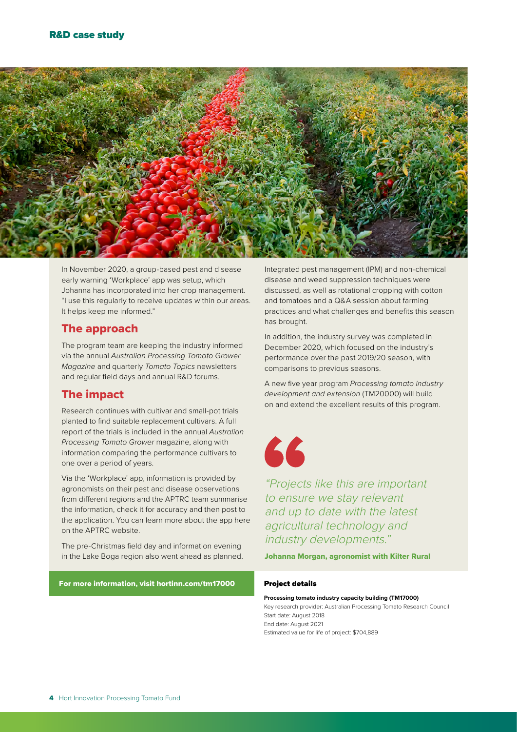In November 2020, a group-based pest and disease early warning 'Workplace' app was setup, which Johanna has incorporated into her crop management. "I use this regularly to receive updates within our areas. It helps keep me informed."

## The approach

The program team are keeping the industry informed via the annual *Australian Processing Tomato Grower Magazine* and quarterly *Tomato Topics* newsletters and regular field days and annual R&D forums.

## The impact

Research continues with cultivar and small-pot trials planted to find suitable replacement cultivars. A full report of the trials is included in the annual *Australian Processing Tomato Grower* magazine, along with information comparing the performance cultivars to one over a period of years.

Via the 'Workplace' app, information is provided by agronomists on their pest and disease observations from different regions and the APTRC team summarise the information, check it for accuracy and then post to the application. You can learn more about the app here on the APTRC website.

The pre-Christmas field day and information evening in the Lake Boga region also went ahead as planned.

Integrated pest management (IPM) and non-chemical disease and weed suppression techniques were discussed, as well as rotational cropping with cotton and tomatoes and a Q&A session about farming practices and what challenges and benefits this season has brought.

In addition, the industry survey was completed in December 2020, which focused on the industry's performance over the past 2019/20 season, with comparisons to previous seasons.

A new five year program *Processing tomato industry development and extension* (TM20000) will build on and extend the excellent results of this program.

> *"Projects like this are important to ensure we stay relevant and up to date with the latest agricultural technology and industry developments."*
>
> **Johanna Morgan, agronomist with Kilter Rural**

**For more information, visit hortinn.com/tm17000**

### Project details

**Processing tomato industry capacity building (TM17000)**
Key research provider: Australian Processing Tomato Research Council
Start date: August 2018
End date: August 2021
Estimated value for life of project: $704,889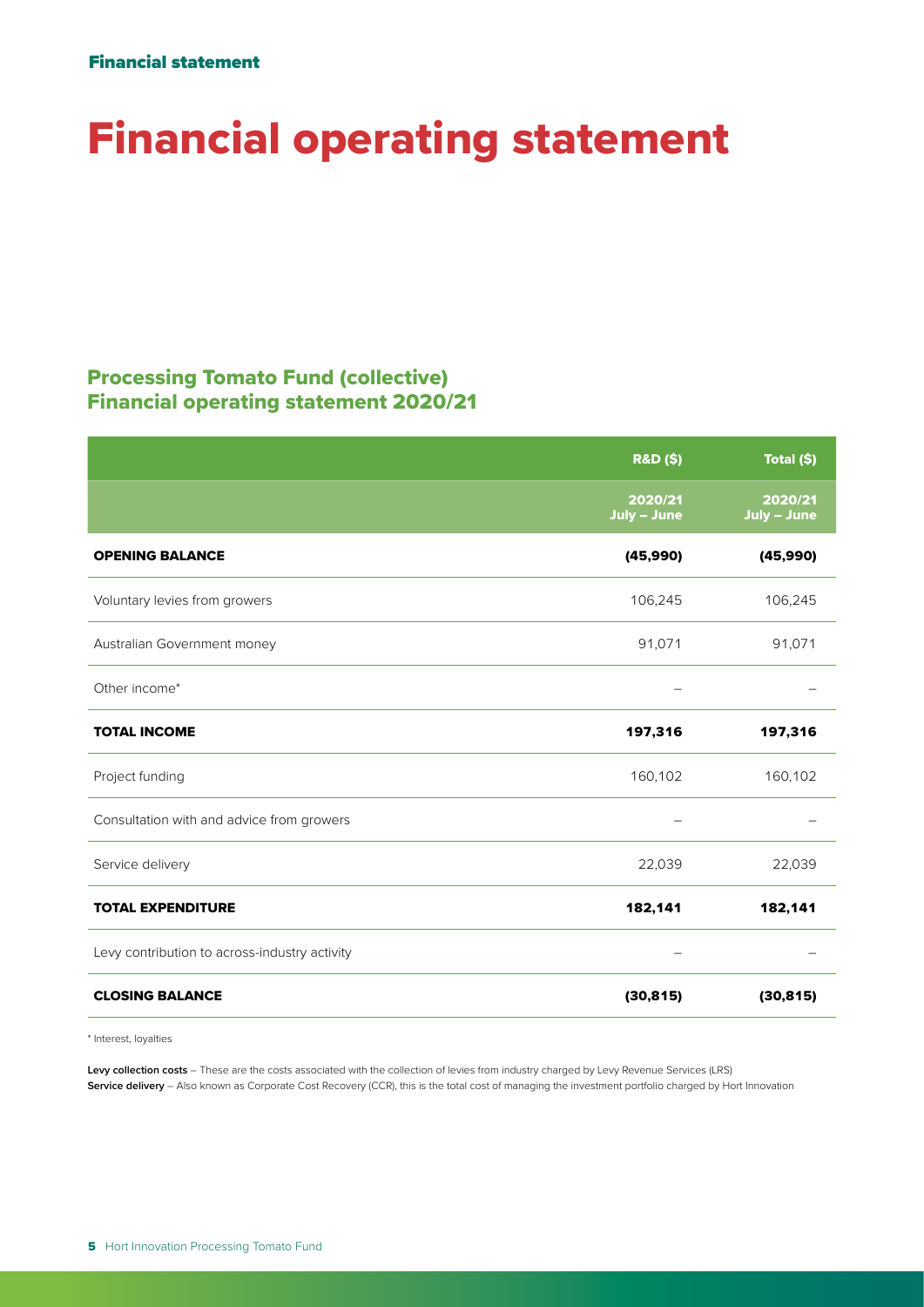Financial statement

# Financial operating statement

## Processing Tomato Fund (collective) Financial operating statement 2020/21

| | R&D ($) | Total ($) |
|---|---|---|
| | 2020/21 July – June | 2020/21 July – June |
| **OPENING BALANCE** | **(45,990)** | **(45,990)** |
| Voluntary levies from growers | 106,245 | 106,245 |
| Australian Government money | 91,071 | 91,071 |
| Other income* | – | – |
| **TOTAL INCOME** | **197,316** | **197,316** |
| Project funding | 160,102 | 160,102 |
| Consultation with and advice from growers | – | – |
| Service delivery | 22,039 | 22,039 |
| **TOTAL EXPENDITURE** | **182,141** | **182,141** |
| Levy contribution to across-industry activity | – | – |
| **CLOSING BALANCE** | **(30,815)** | **(30,815)** |

\* Interest, loyalties

**Levy collection costs** – These are the costs associated with the collection of levies from industry charged by Levy Revenue Services (LRS)

**Service delivery** – Also known as Corporate Cost Recovery (CCR), this is the total cost of managing the investment portfolio charged by Hort Innovation